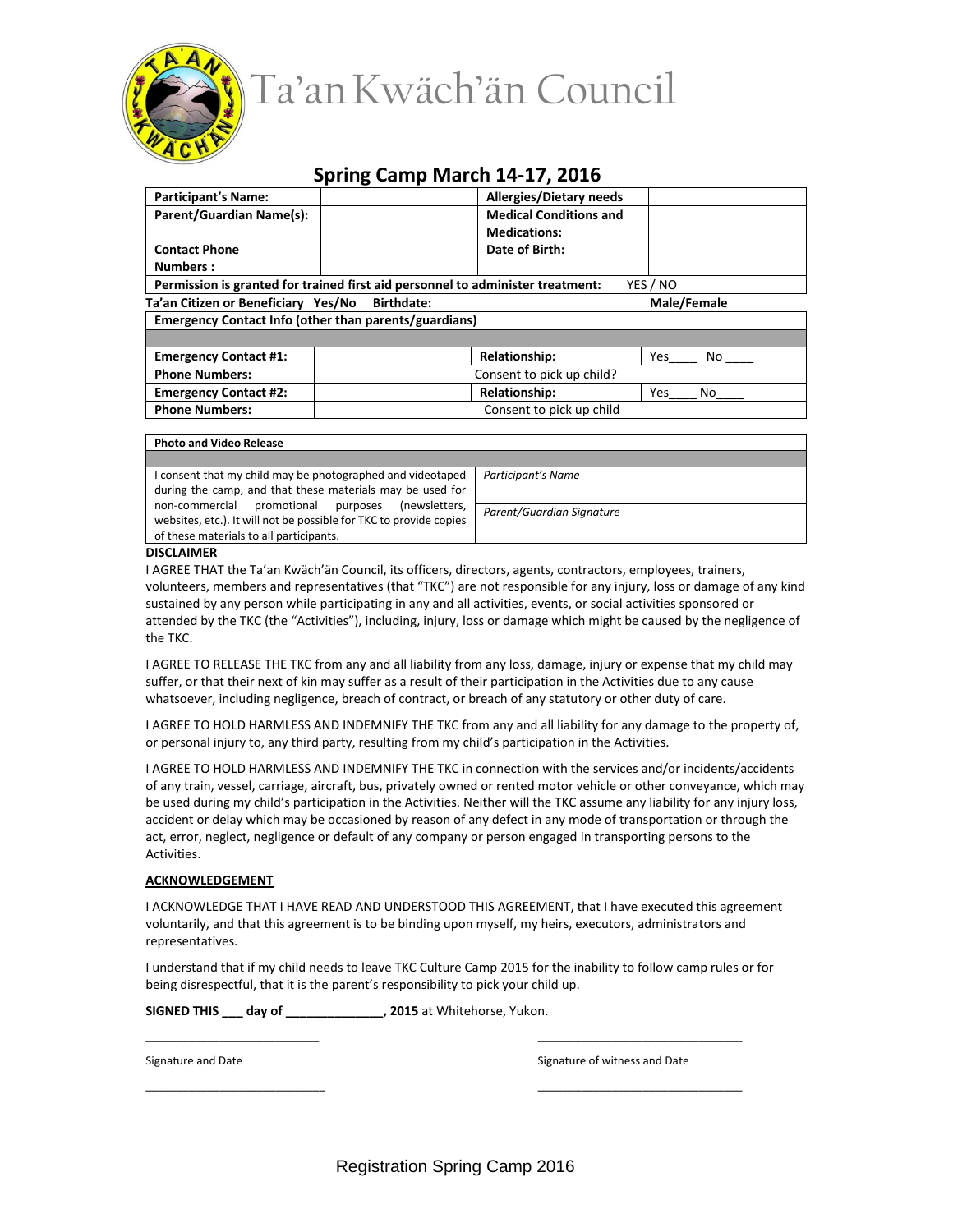# Ta'an Kwäch'än Council

## Spring Camp March 14-17, 2016

| **Participant's Name:** | | **Allergies/Dietary needs** | |
|---|---|---|---|
| **Parent/Guardian Name(s):** | | **Medical Conditions and Medications:** | |
| **Contact Phone Numbers :** | | **Date of Birth:** | |
| **Permission is granted for trained first aid personnel to administer treatment:** YES / NO | | | |

**Ta'an Citizen or Beneficiary Yes/No Birthdate: Male/Female**

| **Emergency Contact Info (other than parents/guardians)** | | | |
|---|---|---|---|
| | | | |
| **Emergency Contact #1:** | | **Relationship:** | Yes____ No ____ |
| **Phone Numbers:** | | Consent to pick up child? | |
| **Emergency Contact #2:** | | **Relationship:** | Yes____ No____ |
| **Phone Numbers:** | | Consent to pick up child | |

| **Photo and Video Release** | |
|---|---|
| | |
| I consent that my child may be photographed and videotaped during the camp, and that these materials may be used for non-commercial promotional purposes (newsletters, websites, etc.). It will not be possible for TKC to provide copies of these materials to all participants. | *Participant's Name* <br> *Parent/Guardian Signature* |

**DISCLAIMER**

I AGREE THAT the Ta'an Kwäch'än Council, its officers, directors, agents, contractors, employees, trainers, volunteers, members and representatives (that "TKC") are not responsible for any injury, loss or damage of any kind sustained by any person while participating in any and all activities, events, or social activities sponsored or attended by the TKC (the "Activities"), including, injury, loss or damage which might be caused by the negligence of the TKC.

I AGREE TO RELEASE THE TKC from any and all liability from any loss, damage, injury or expense that my child may suffer, or that their next of kin may suffer as a result of their participation in the Activities due to any cause whatsoever, including negligence, breach of contract, or breach of any statutory or other duty of care.

I AGREE TO HOLD HARMLESS AND INDEMNIFY THE TKC from any and all liability for any damage to the property of, or personal injury to, any third party, resulting from my child's participation in the Activities.

I AGREE TO HOLD HARMLESS AND INDEMNIFY THE TKC in connection with the services and/or incidents/accidents of any train, vessel, carriage, aircraft, bus, privately owned or rented motor vehicle or other conveyance, which may be used during my child's participation in the Activities. Neither will the TKC assume any liability for any injury loss, accident or delay which may be occasioned by reason of any defect in any mode of transportation or through the act, error, neglect, negligence or default of any company or person engaged in transporting persons to the Activities.

**ACKNOWLEDGEMENT**

I ACKNOWLEDGE THAT I HAVE READ AND UNDERSTOOD THIS AGREEMENT, that I have executed this agreement voluntarily, and that this agreement is to be binding upon myself, my heirs, executors, administrators and representatives.

I understand that if my child needs to leave TKC Culture Camp 2015 for the inability to follow camp rules or for being disrespectful, that it is the parent's responsibility to pick your child up.

**SIGNED THIS ___ day of _____________, 2015** at Whitehorse, Yukon.

_________________________ _____________________________

Signature and Date Signature of witness and Date

_________________________ _____________________________

Registration Spring Camp 2016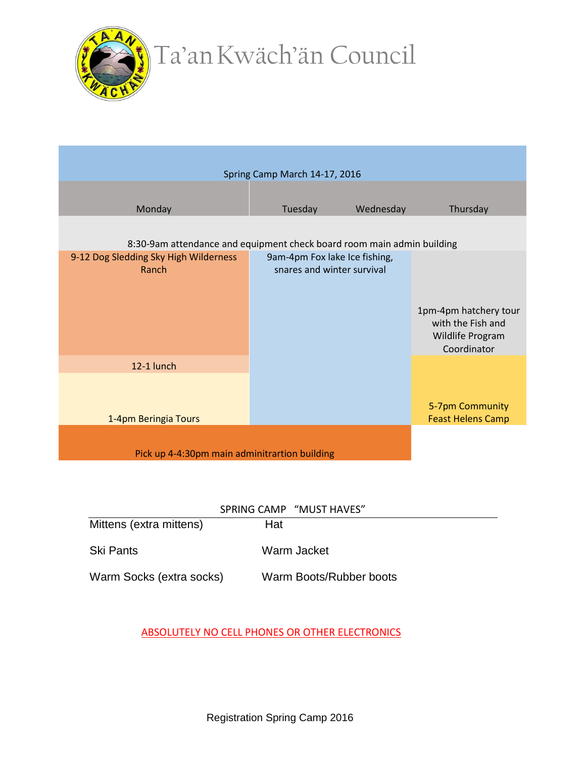# Ta'an Kwäch'än Council

| Spring Camp March 14-17, 2016 | | | |
|---|---|---|---|
| Monday | Tuesday | Wednesday | Thursday |
| 8:30-9am attendance and equipment check board room main admin building | | | |
| 9-12 Dog Sledding Sky High Wilderness Ranch | 9am-4pm Fox lake Ice fishing, snares and winter survival | | 1pm-4pm hatchery tour with the Fish and Wildlife Program Coordinator |
| 12-1 lunch | | | 5-7pm Community Feast Helens Camp |
| 1-4pm Beringia Tours | | | |
| Pick up 4-4:30pm main adminitrartion building | | | |

SPRING CAMP "MUST HAVES"

| | |
|---|---|
| Mittens (extra mittens) | Hat |
| Ski Pants | Warm Jacket |
| Warm Socks (extra socks) | Warm Boots/Rubber boots |

ABSOLUTELY NO CELL PHONES OR OTHER ELECTRONICS

Registration Spring Camp 2016